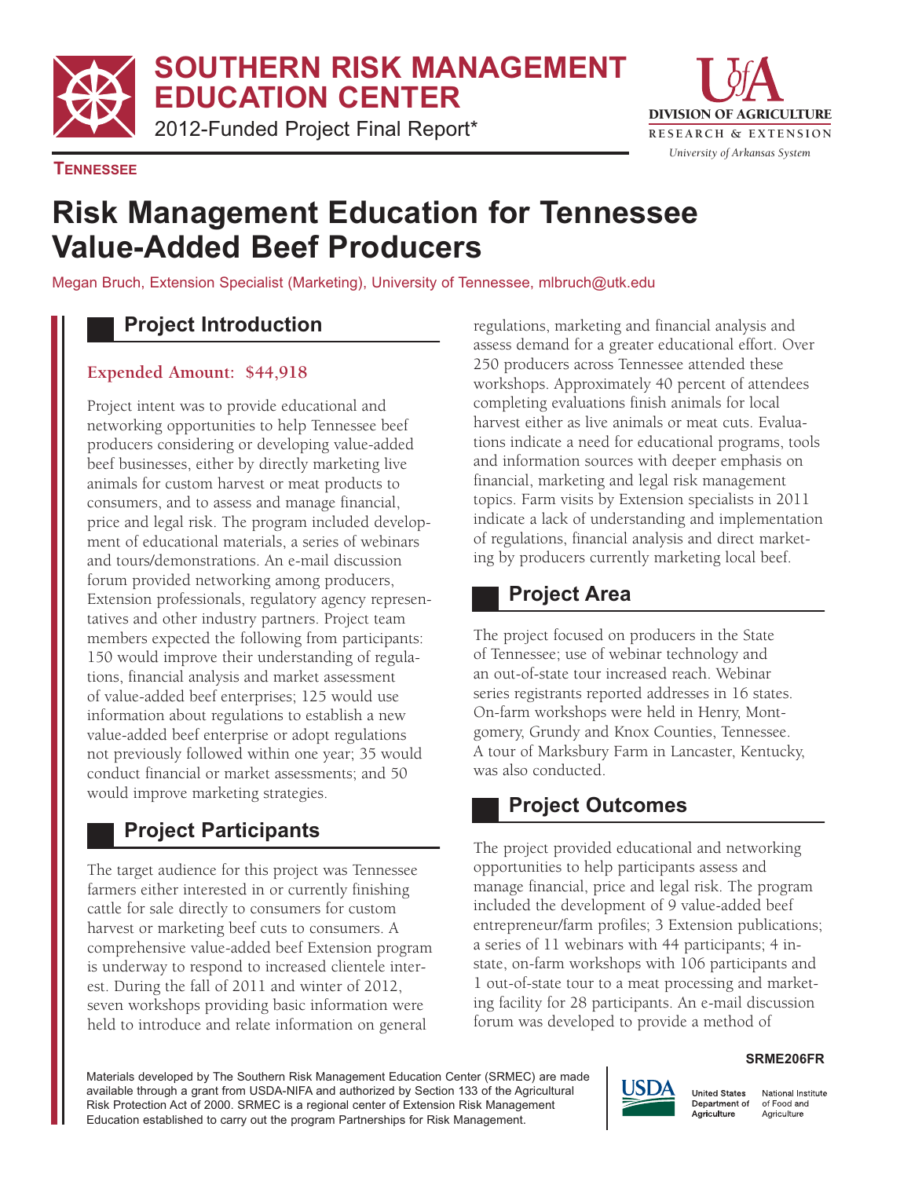# SOUTHERN RISK MANAGEMENT EDUCATION CENTER

2012-Funded Project Final Report*

DIVISION OF AGRICULTURE
RESEARCH & EXTENSION
*University of Arkansas System*

**TENNESSEE**

# Risk Management Education for Tennessee Value-Added Beef Producers

Megan Bruch, Extension Specialist (Marketing), University of Tennessee, mlbruch@utk.edu

## Project Introduction

**Expended Amount: $44,918**

Project intent was to provide educational and networking opportunities to help Tennessee beef producers considering or developing value-added beef businesses, either by directly marketing live animals for custom harvest or meat products to consumers, and to assess and manage financial, price and legal risk. The program included development of educational materials, a series of webinars and tours/demonstrations. An e-mail discussion forum provided networking among producers, Extension professionals, regulatory agency representatives and other industry partners. Project team members expected the following from participants: 150 would improve their understanding of regulations, financial analysis and market assessment of value-added beef enterprises; 125 would use information about regulations to establish a new value-added beef enterprise or adopt regulations not previously followed within one year; 35 would conduct financial or market assessments; and 50 would improve marketing strategies.

## Project Participants

The target audience for this project was Tennessee farmers either interested in or currently finishing cattle for sale directly to consumers for custom harvest or marketing beef cuts to consumers. A comprehensive value-added beef Extension program is underway to respond to increased clientele interest. During the fall of 2011 and winter of 2012, seven workshops providing basic information were held to introduce and relate information on general regulations, marketing and financial analysis and assess demand for a greater educational effort. Over 250 producers across Tennessee attended these workshops. Approximately 40 percent of attendees completing evaluations finish animals for local harvest either as live animals or meat cuts. Evaluations indicate a need for educational programs, tools and information sources with deeper emphasis on financial, marketing and legal risk management topics. Farm visits by Extension specialists in 2011 indicate a lack of understanding and implementation of regulations, financial analysis and direct marketing by producers currently marketing local beef.

## Project Area

The project focused on producers in the State of Tennessee; use of webinar technology and an out-of-state tour increased reach. Webinar series registrants reported addresses in 16 states. On-farm workshops were held in Henry, Montgomery, Grundy and Knox Counties, Tennessee. A tour of Marksbury Farm in Lancaster, Kentucky, was also conducted.

## Project Outcomes

The project provided educational and networking opportunities to help participants assess and manage financial, price and legal risk. The program included the development of 9 value-added beef entrepreneur/farm profiles; 3 Extension publications; a series of 11 webinars with 44 participants; 4 in-state, on-farm workshops with 106 participants and 1 out-of-state tour to a meat processing and marketing facility for 28 participants. An e-mail discussion forum was developed to provide a method of

SRME206FR

Materials developed by The Southern Risk Management Education Center (SRMEC) are made available through a grant from USDA-NIFA and authorized by Section 133 of the Agricultural Risk Protection Act of 2000. SRMEC is a regional center of Extension Risk Management Education established to carry out the program Partnerships for Risk Management.

USDA United States Department of Agriculture — National Institute of Food and Agriculture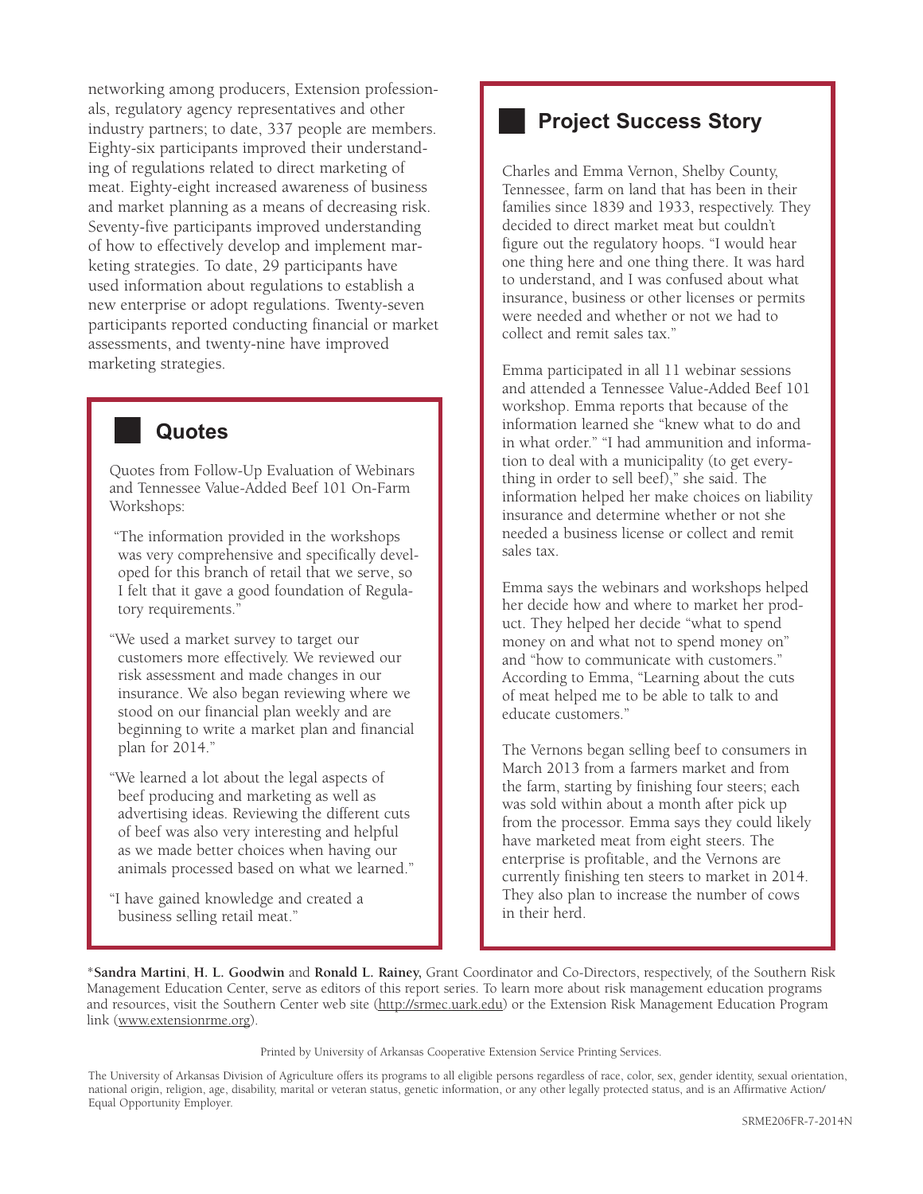networking among producers, Extension professionals, regulatory agency representatives and other industry partners; to date, 337 people are members. Eighty-six participants improved their understanding of regulations related to direct marketing of meat. Eighty-eight increased awareness of business and market planning as a means of decreasing risk. Seventy-five participants improved understanding of how to effectively develop and implement marketing strategies. To date, 29 participants have used information about regulations to establish a new enterprise or adopt regulations. Twenty-seven participants reported conducting financial or market assessments, and twenty-nine have improved marketing strategies.

## Quotes

Quotes from Follow-Up Evaluation of Webinars and Tennessee Value-Added Beef 101 On-Farm Workshops:

"The information provided in the workshops was very comprehensive and specifically developed for this branch of retail that we serve, so I felt that it gave a good foundation of Regulatory requirements."

"We used a market survey to target our customers more effectively. We reviewed our risk assessment and made changes in our insurance. We also began reviewing where we stood on our financial plan weekly and are beginning to write a market plan and financial plan for 2014."

"We learned a lot about the legal aspects of beef producing and marketing as well as advertising ideas. Reviewing the different cuts of beef was also very interesting and helpful as we made better choices when having our animals processed based on what we learned."

"I have gained knowledge and created a business selling retail meat."

## Project Success Story

Charles and Emma Vernon, Shelby County, Tennessee, farm on land that has been in their families since 1839 and 1933, respectively. They decided to direct market meat but couldn't figure out the regulatory hoops. "I would hear one thing here and one thing there. It was hard to understand, and I was confused about what insurance, business or other licenses or permits were needed and whether or not we had to collect and remit sales tax."

Emma participated in all 11 webinar sessions and attended a Tennessee Value-Added Beef 101 workshop. Emma reports that because of the information learned she "knew what to do and in what order." "I had ammunition and information to deal with a municipality (to get everything in order to sell beef)," she said. The information helped her make choices on liability insurance and determine whether or not she needed a business license or collect and remit sales tax.

Emma says the webinars and workshops helped her decide how and where to market her product. They helped her decide "what to spend money on and what not to spend money on" and "how to communicate with customers." According to Emma, "Learning about the cuts of meat helped me to be able to talk to and educate customers."

The Vernons began selling beef to consumers in March 2013 from a farmers market and from the farm, starting by finishing four steers; each was sold within about a month after pick up from the processor. Emma says they could likely have marketed meat from eight steers. The enterprise is profitable, and the Vernons are currently finishing ten steers to market in 2014. They also plan to increase the number of cows in their herd.

*__Sandra Martini__, __H. L. Goodwin__ and __Ronald L. Rainey,__ Grant Coordinator and Co-Directors, respectively, of the Southern Risk Management Education Center, serve as editors of this report series. To learn more about risk management education programs and resources, visit the Southern Center web site (http://srmec.uark.edu) or the Extension Risk Management Education Program link (www.extensionrme.org).

Printed by University of Arkansas Cooperative Extension Service Printing Services.

The University of Arkansas Division of Agriculture offers its programs to all eligible persons regardless of race, color, sex, gender identity, sexual orientation, national origin, religion, age, disability, marital or veteran status, genetic information, or any other legally protected status, and is an Affirmative Action/Equal Opportunity Employer.

SRME206FR-7-2014N